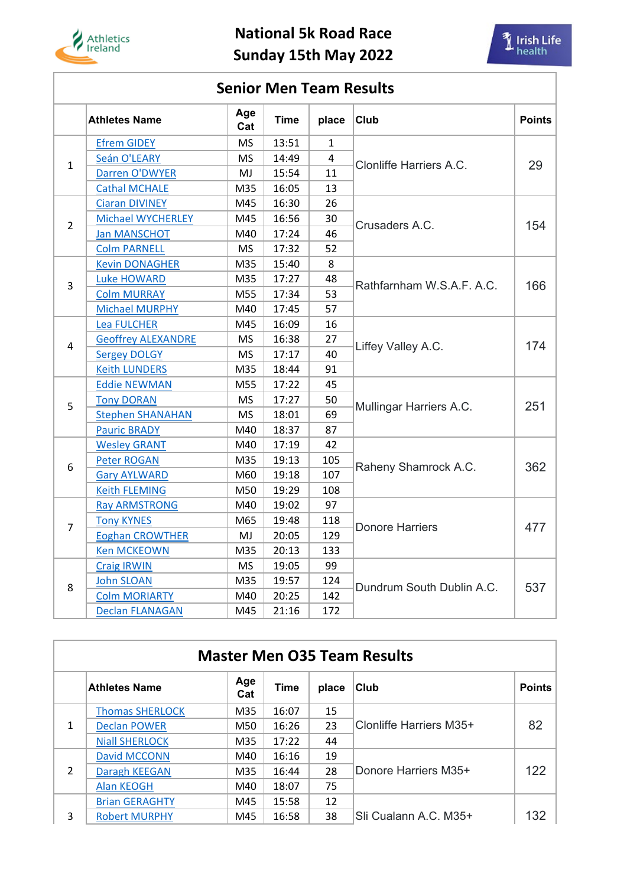# National 5k Road Race
## Sunday 15th May 2022

### Senior Men Team Results

| | Athletes Name | Age Cat | Time | place | Club | Points |
|---|---|---|---|---|---|---|
| 1 | Efrem GIDEY | MS | 13:51 | 1 | Clonliffe Harriers A.C. | 29 |
| | Seán O'LEARY | MS | 14:49 | 4 | | |
| | Darren O'DWYER | MJ | 15:54 | 11 | | |
| | Cathal MCHALE | M35 | 16:05 | 13 | | |
| 2 | Ciaran DIVINEY | M45 | 16:30 | 26 | Crusaders A.C. | 154 |
| | Michael WYCHERLEY | M45 | 16:56 | 30 | | |
| | Jan MANSCHOT | M40 | 17:24 | 46 | | |
| | Colm PARNELL | MS | 17:32 | 52 | | |
| 3 | Kevin DONAGHER | M35 | 15:40 | 8 | Rathfarnham W.S.A.F. A.C. | 166 |
| | Luke HOWARD | M35 | 17:27 | 48 | | |
| | Colm MURRAY | M55 | 17:34 | 53 | | |
| | Michael MURPHY | M40 | 17:45 | 57 | | |
| 4 | Lea FULCHER | M45 | 16:09 | 16 | Liffey Valley A.C. | 174 |
| | Geoffrey ALEXANDRE | MS | 16:38 | 27 | | |
| | Sergey DOLGY | MS | 17:17 | 40 | | |
| | Keith LUNDERS | M35 | 18:44 | 91 | | |
| 5 | Eddie NEWMAN | M55 | 17:22 | 45 | Mullingar Harriers A.C. | 251 |
| | Tony DORAN | MS | 17:27 | 50 | | |
| | Stephen SHANAHAN | MS | 18:01 | 69 | | |
| | Pauric BRADY | M40 | 18:37 | 87 | | |
| 6 | Wesley GRANT | M40 | 17:19 | 42 | Raheny Shamrock A.C. | 362 |
| | Peter ROGAN | M35 | 19:13 | 105 | | |
| | Gary AYLWARD | M60 | 19:18 | 107 | | |
| | Keith FLEMING | M50 | 19:29 | 108 | | |
| 7 | Ray ARMSTRONG | M40 | 19:02 | 97 | Donore Harriers | 477 |
| | Tony KYNES | M65 | 19:48 | 118 | | |
| | Eoghan CROWTHER | MJ | 20:05 | 129 | | |
| | Ken MCKEOWN | M35 | 20:13 | 133 | | |
| 8 | Craig IRWIN | MS | 19:05 | 99 | Dundrum South Dublin A.C. | 537 |
| | John SLOAN | M35 | 19:57 | 124 | | |
| | Colm MORIARTY | M40 | 20:25 | 142 | | |
| | Declan FLANAGAN | M45 | 21:16 | 172 | | |

### Master Men O35 Team Results

| | Athletes Name | Age Cat | Time | place | Club | Points |
|---|---|---|---|---|---|---|
| 1 | Thomas SHERLOCK | M35 | 16:07 | 15 | Clonliffe Harriers M35+ | 82 |
| | Declan POWER | M50 | 16:26 | 23 | | |
| | Niall SHERLOCK | M35 | 17:22 | 44 | | |
| 2 | David MCCONN | M40 | 16:16 | 19 | Donore Harriers M35+ | 122 |
| | Daragh KEEGAN | M35 | 16:44 | 28 | | |
| | Alan KEOGH | M40 | 18:07 | 75 | | |
| 3 | Brian GERAGHTY | M45 | 15:58 | 12 | Sli Cualann A.C. M35+ | 132 |
| | Robert MURPHY | M45 | 16:58 | 38 | | |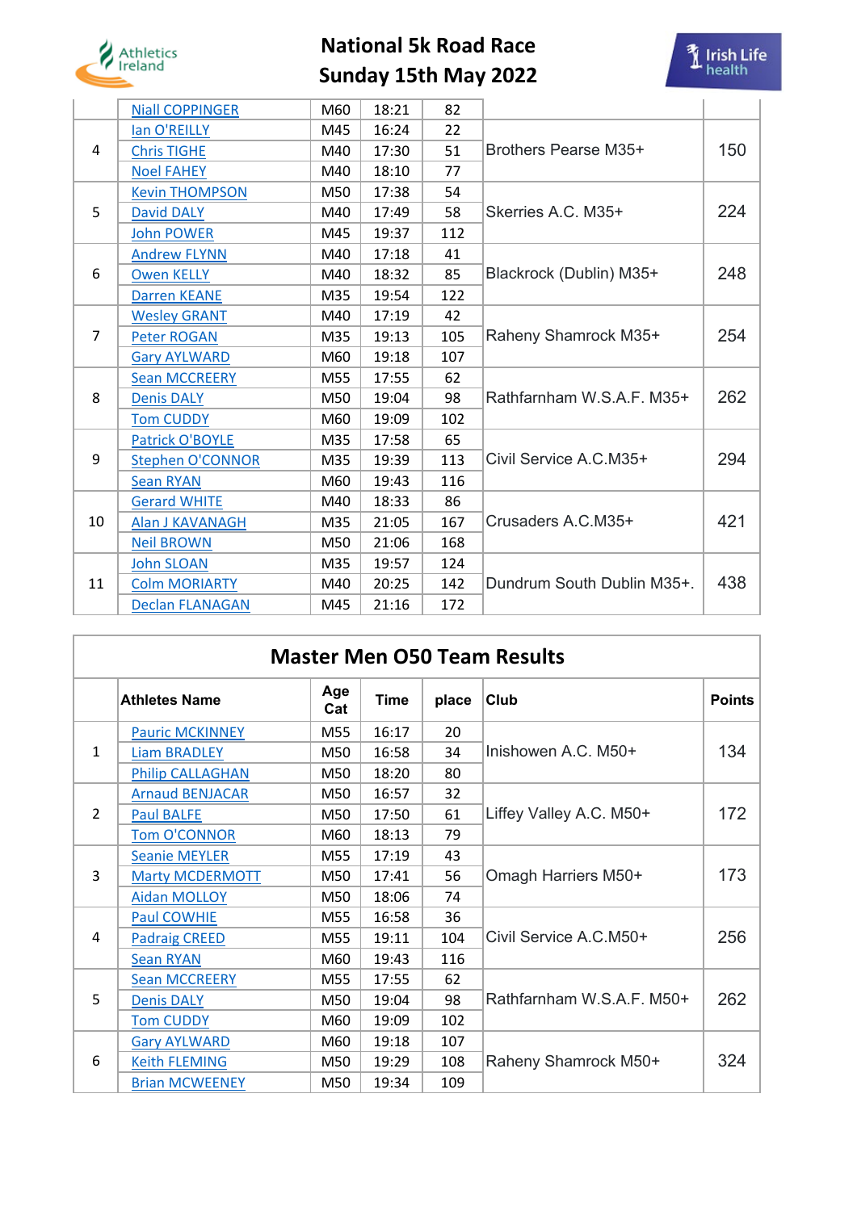# National 5k Road Race
## Sunday 15th May 2022

| | | | | | | |
|---|---|---|---|---|---|---|
| | Niall COPPINGER | M60 | 18:21 | 82 | | |
| 4 | Ian O'REILLY | M45 | 16:24 | 22 | Brothers Pearse M35+ | 150 |
| | Chris TIGHE | M40 | 17:30 | 51 | | |
| | Noel FAHEY | M40 | 18:10 | 77 | | |
| 5 | Kevin THOMPSON | M50 | 17:38 | 54 | Skerries A.C. M35+ | 224 |
| | David DALY | M40 | 17:49 | 58 | | |
| | John POWER | M45 | 19:37 | 112 | | |
| 6 | Andrew FLYNN | M40 | 17:18 | 41 | Blackrock (Dublin) M35+ | 248 |
| | Owen KELLY | M40 | 18:32 | 85 | | |
| | Darren KEANE | M35 | 19:54 | 122 | | |
| 7 | Wesley GRANT | M40 | 17:19 | 42 | Raheny Shamrock M35+ | 254 |
| | Peter ROGAN | M35 | 19:13 | 105 | | |
| | Gary AYLWARD | M60 | 19:18 | 107 | | |
| 8 | Sean MCCREERY | M55 | 17:55 | 62 | Rathfarnham W.S.A.F. M35+ | 262 |
| | Denis DALY | M50 | 19:04 | 98 | | |
| | Tom CUDDY | M60 | 19:09 | 102 | | |
| 9 | Patrick O'BOYLE | M35 | 17:58 | 65 | Civil Service A.C.M35+ | 294 |
| | Stephen O'CONNOR | M35 | 19:39 | 113 | | |
| | Sean RYAN | M60 | 19:43 | 116 | | |
| 10 | Gerard WHITE | M40 | 18:33 | 86 | Crusaders A.C.M35+ | 421 |
| | Alan J KAVANAGH | M35 | 21:05 | 167 | | |
| | Neil BROWN | M50 | 21:06 | 168 | | |
| 11 | John SLOAN | M35 | 19:57 | 124 | Dundrum South Dublin M35+. | 438 |
| | Colm MORIARTY | M40 | 20:25 | 142 | | |
| | Declan FLANAGAN | M45 | 21:16 | 172 | | |

## Master Men O50 Team Results

| | Athletes Name | Age Cat | Time | place | Club | Points |
|---|---|---|---|---|---|---|
| 1 | Pauric MCKINNEY | M55 | 16:17 | 20 | Inishowen A.C. M50+ | 134 |
| | Liam BRADLEY | M50 | 16:58 | 34 | | |
| | Philip CALLAGHAN | M50 | 18:20 | 80 | | |
| 2 | Arnaud BENJACAR | M50 | 16:57 | 32 | Liffey Valley A.C. M50+ | 172 |
| | Paul BALFE | M50 | 17:50 | 61 | | |
| | Tom O'CONNOR | M60 | 18:13 | 79 | | |
| 3 | Seanie MEYLER | M55 | 17:19 | 43 | Omagh Harriers M50+ | 173 |
| | Marty MCDERMOTT | M50 | 17:41 | 56 | | |
| | Aidan MOLLOY | M50 | 18:06 | 74 | | |
| 4 | Paul COWHIE | M55 | 16:58 | 36 | Civil Service A.C.M50+ | 256 |
| | Padraig CREED | M55 | 19:11 | 104 | | |
| | Sean RYAN | M60 | 19:43 | 116 | | |
| 5 | Sean MCCREERY | M55 | 17:55 | 62 | Rathfarnham W.S.A.F. M50+ | 262 |
| | Denis DALY | M50 | 19:04 | 98 | | |
| | Tom CUDDY | M60 | 19:09 | 102 | | |
| 6 | Gary AYLWARD | M60 | 19:18 | 107 | Raheny Shamrock M50+ | 324 |
| | Keith FLEMING | M50 | 19:29 | 108 | | |
| | Brian MCWEENEY | M50 | 19:34 | 109 | | |